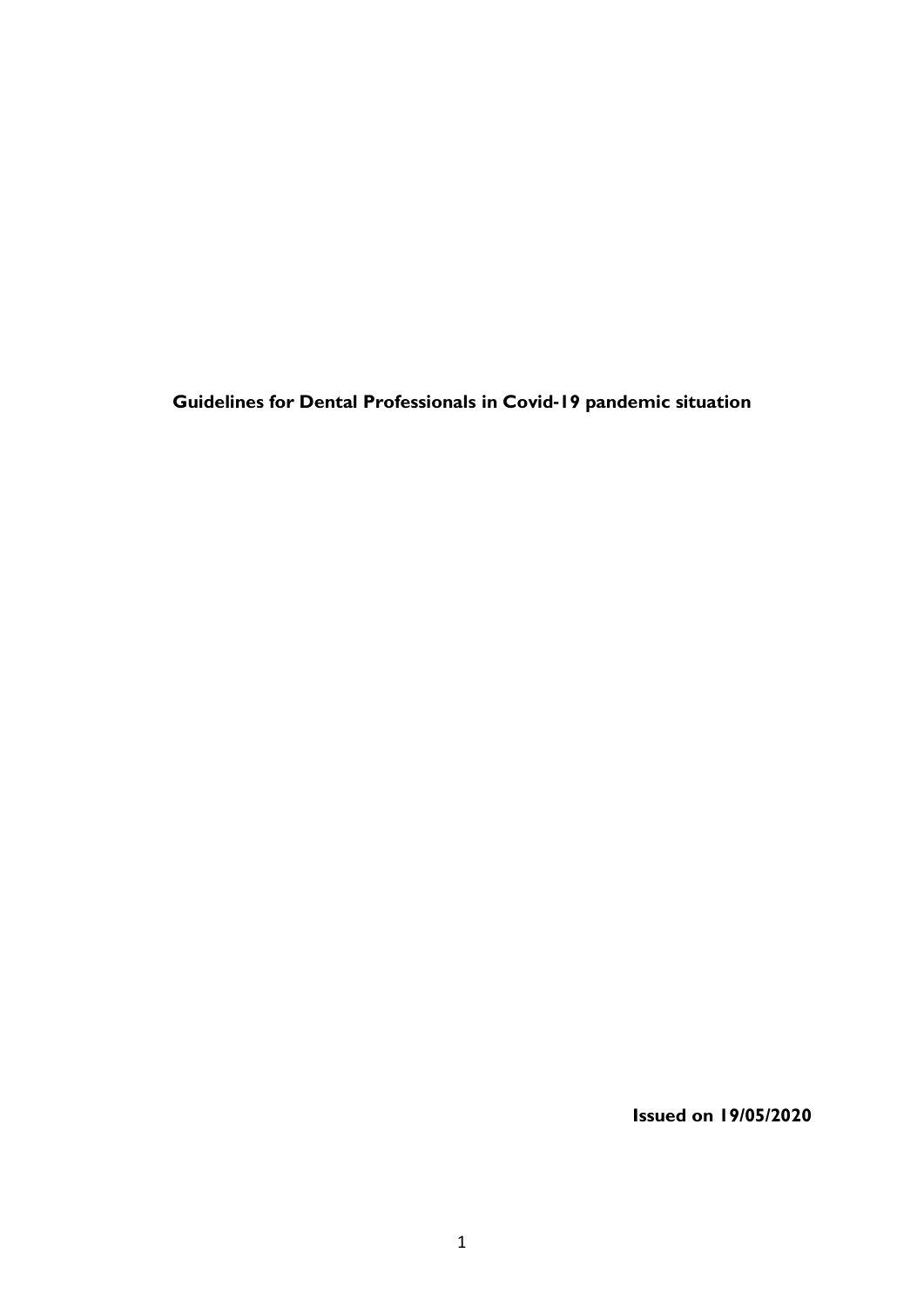# Guidelines for Dental Professionals in Covid-19 pandemic situation

**Issued on 19/05/2020**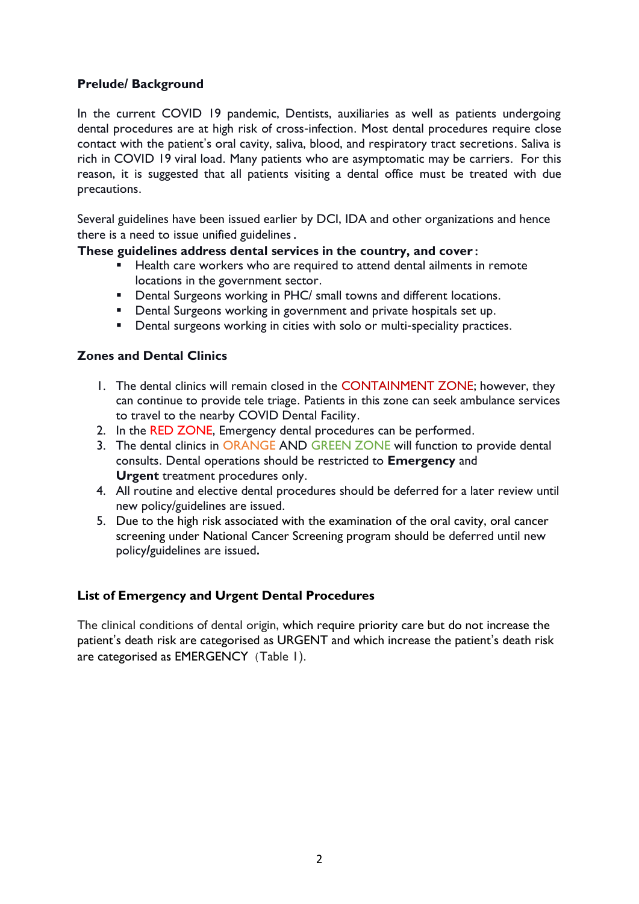**Prelude/ Background**

In the current COVID 19 pandemic, Dentists, auxiliaries as well as patients undergoing dental procedures are at high risk of cross-infection. Most dental procedures require close contact with the patient's oral cavity, saliva, blood, and respiratory tract secretions. Saliva is rich in COVID 19 viral load. Many patients who are asymptomatic may be carriers. For this reason, it is suggested that all patients visiting a dental office must be treated with due precautions.

Several guidelines have been issued earlier by DCI, IDA and other organizations and hence there is a need to issue unified guidelines.

**These guidelines address dental services in the country, and cover:**

- Health care workers who are required to attend dental ailments in remote locations in the government sector.
- Dental Surgeons working in PHC/ small towns and different locations.
- Dental Surgeons working in government and private hospitals set up.
- Dental surgeons working in cities with solo or multi-speciality practices.

**Zones and Dental Clinics**

1. The dental clinics will remain closed in the CONTAINMENT ZONE; however, they can continue to provide tele triage. Patients in this zone can seek ambulance services to travel to the nearby COVID Dental Facility.
2. In the RED ZONE, Emergency dental procedures can be performed.
3. The dental clinics in ORANGE AND GREEN ZONE will function to provide dental consults. Dental operations should be restricted to **Emergency** and **Urgent** treatment procedures only.
4. All routine and elective dental procedures should be deferred for a later review until new policy/guidelines are issued.
5. Due to the high risk associated with the examination of the oral cavity, oral cancer screening under National Cancer Screening program should be deferred until new policy/guidelines are issued.

**List of Emergency and Urgent Dental Procedures**

The clinical conditions of dental origin, which require priority care but do not increase the patient's death risk are categorised as URGENT and which increase the patient's death risk are categorised as EMERGENCY (Table 1).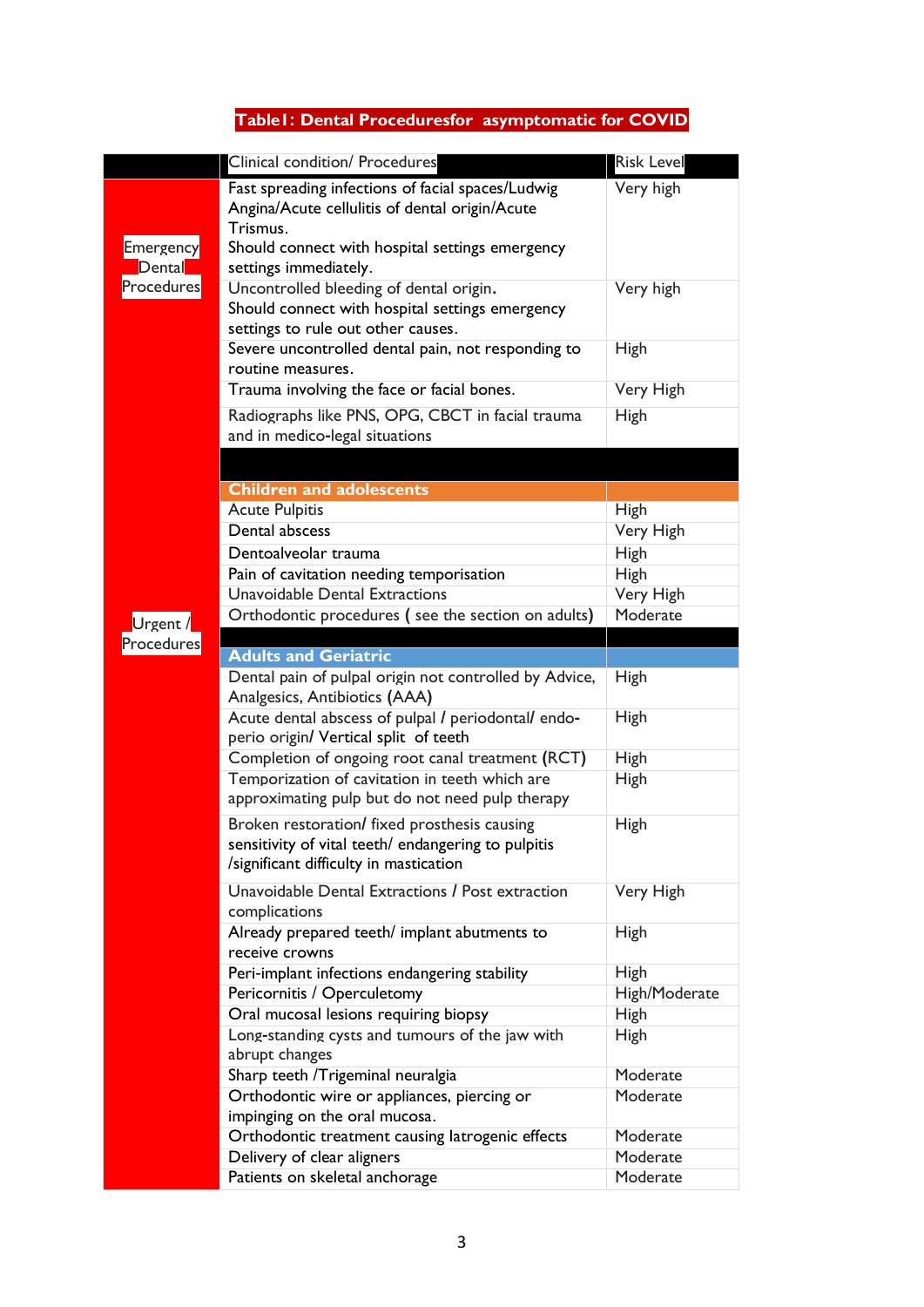**Table1: Dental Proceduresfor asymptomatic for COVID**

| | Clinical condition/ Procedures | Risk Level |
|---|---|---|
| Emergency Dental Procedures | Fast spreading infections of facial spaces/Ludwig Angina/Acute cellulitis of dental origin/Acute Trismus. Should connect with hospital settings emergency settings immediately. | Very high |
| | Uncontrolled bleeding of dental origin. Should connect with hospital settings emergency settings to rule out other causes. | Very high |
| | Severe uncontrolled dental pain, not responding to routine measures. | High |
| | Trauma involving the face or facial bones. | Very High |
| | Radiographs like PNS, OPG, CBCT in facial trauma and in medico-legal situations | High |
| | | |
| Urgent / Procedures | **Children and adolescents** | |
| | Acute Pulpitis | High |
| | Dental abscess | Very High |
| | Dentoalveolar trauma | High |
| | Pain of cavitation needing temporisation | High |
| | Unavoidable Dental Extractions | Very High |
| | Orthodontic procedures ( see the section on adults) | Moderate |
| | | |
| | **Adults and Geriatric** | |
| | Dental pain of pulpal origin not controlled by Advice, Analgesics, Antibiotics (AAA) | High |
| | Acute dental abscess of pulpal / periodontal/ endo-perio origin/ Vertical split of teeth | High |
| | Completion of ongoing root canal treatment (RCT) | High |
| | Temporization of cavitation in teeth which are approximating pulp but do not need pulp therapy | High |
| | Broken restoration/ fixed prosthesis causing sensitivity of vital teeth/ endangering to pulpitis /significant difficulty in mastication | High |
| | Unavoidable Dental Extractions / Post extraction complications | Very High |
| | Already prepared teeth/ implant abutments to receive crowns | High |
| | Peri-implant infections endangering stability | High |
| | Pericornitis / Operculetomy | High/Moderate |
| | Oral mucosal lesions requiring biopsy | High |
| | Long-standing cysts and tumours of the jaw with abrupt changes | High |
| | Sharp teeth /Trigeminal neuralgia | Moderate |
| | Orthodontic wire or appliances, piercing or impinging on the oral mucosa. | Moderate |
| | Orthodontic treatment causing Iatrogenic effects | Moderate |
| | Delivery of clear aligners | Moderate |
| | Patients on skeletal anchorage | Moderate |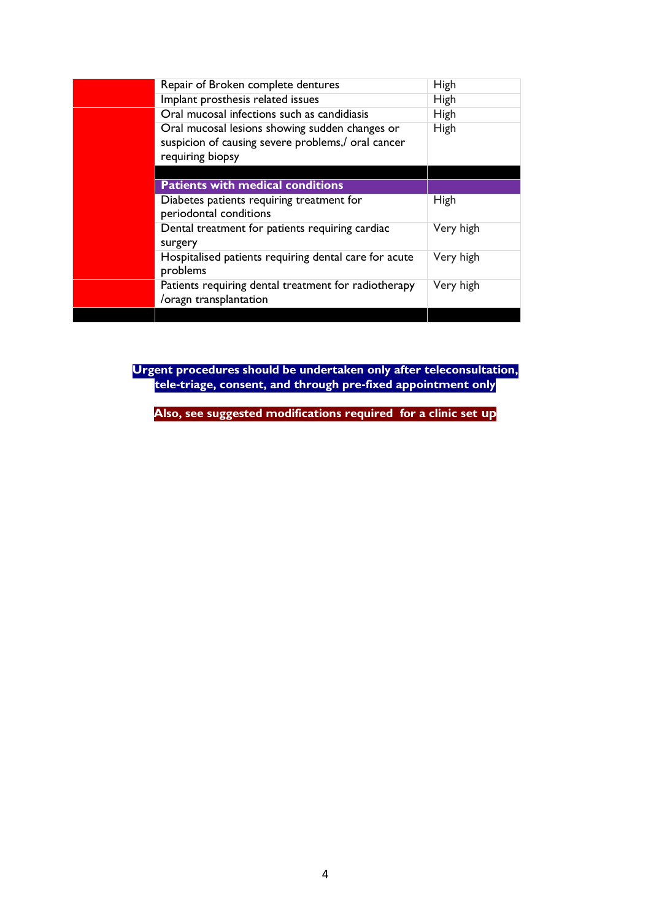| | | |
|---|---|---|
| | Repair of Broken complete dentures | High |
| | Implant prosthesis related issues | High |
| | Oral mucosal infections such as candidiasis | High |
| | Oral mucosal lesions showing sudden changes or suspicion of causing severe problems,/ oral cancer requiring biopsy | High |
| | | |
| | **Patients with medical conditions** | |
| | Diabetes patients requiring treatment for periodontal conditions | High |
| | Dental treatment for patients requiring cardiac surgery | Very high |
| | Hospitalised patients requiring dental care for acute problems | Very high |
| | Patients requiring dental treatment for radiotherapy /oragn transplantation | Very high |
| | | |

**Urgent procedures should be undertaken only after teleconsultation, tele-triage, consent, and through pre-fixed appointment only**

**Also, see suggested modifications required for a clinic set up**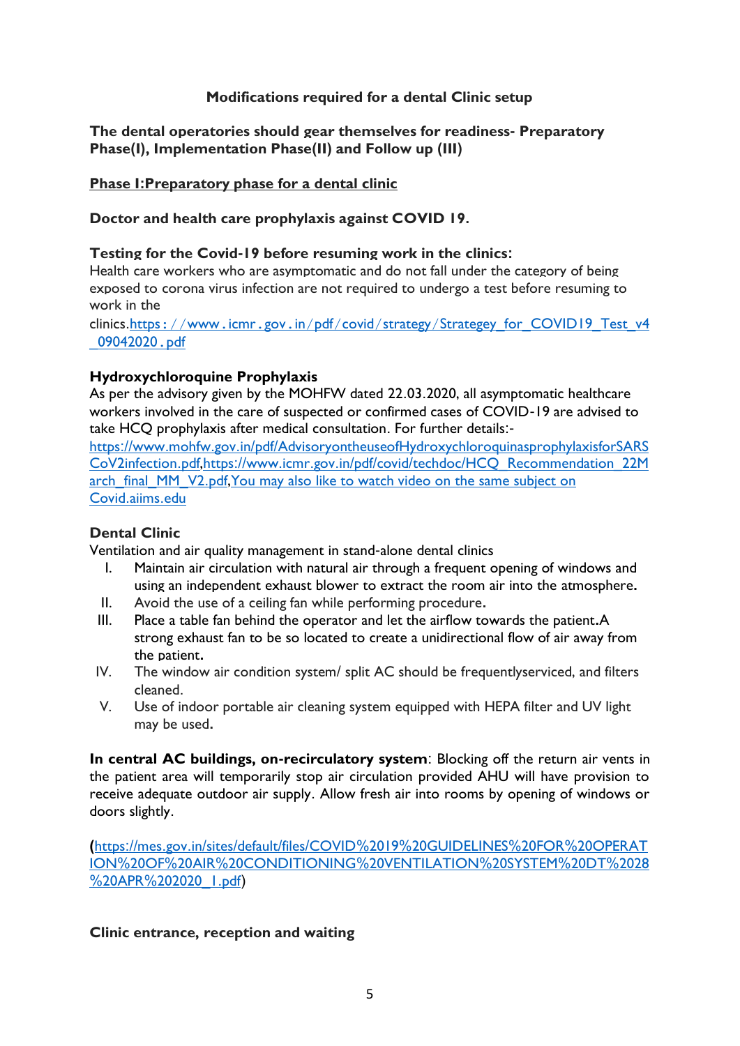**Modifications required for a dental Clinic setup**

**The dental operatories should gear themselves for readiness- Preparatory Phase(I), Implementation Phase(II) and Follow up (III)**

## Phase I:Preparatory phase for a dental clinic

**Doctor and health care prophylaxis against COVID 19.**

**Testing for the Covid-19 before resuming work in the clinics:**
Health care workers who are asymptomatic and do not fall under the category of being exposed to corona virus infection are not required to undergo a test before resuming to work in the clinics.[https : / /www . icmr . gov . in / pdf / covid / strategy / Strategey_for_COVID19_Test_v4 _09042020 . pdf](https://www.icmr.gov.in/pdf/covid/strategy/Strategey_for_COVID19_Test_v4_09042020.pdf)

**Hydroxychloroquine Prophylaxis**
As per the advisory given by the MOHFW dated 22.03.2020, all asymptomatic healthcare workers involved in the care of suspected or confirmed cases of COVID-19 are advised to take HCQ prophylaxis after medical consultation. For further details:- [https://www.mohfw.gov.in/pdf/AdvisoryontheuseofHydroxychloroquinasprophylaxisforSARSCoV2infection.pdf](https://www.mohfw.gov.in/pdf/AdvisoryontheuseofHydroxychloroquinasprophylaxisforSARSCoV2infection.pdf),[https://www.icmr.gov.in/pdf/covid/techdoc/HCQ_Recommendation_22March_final_MM_V2.pdf](https://www.icmr.gov.in/pdf/covid/techdoc/HCQ_Recommendation_22March_final_MM_V2.pdf),You may also like to watch video on the same subject on Covid.aiims.edu

**Dental Clinic**
Ventilation and air quality management in stand-alone dental clinics

I. Maintain air circulation with natural air through a frequent opening of windows and using an independent exhaust blower to extract the room air into the atmosphere.
II. Avoid the use of a ceiling fan while performing procedure.
III. Place a table fan behind the operator and let the airflow towards the patient.A strong exhaust fan to be so located to create a unidirectional flow of air away from the patient.
IV. The window air condition system/ split AC should be frequentlyserviced, and filters cleaned.
V. Use of indoor portable air cleaning system equipped with HEPA filter and UV light may be used.

**In central AC buildings, on-recirculatory system**: Blocking off the return air vents in the patient area will temporarily stop air circulation provided AHU will have provision to receive adequate outdoor air supply. Allow fresh air into rooms by opening of windows or doors slightly.

([https://mes.gov.in/sites/default/files/COVID%2019%20GUIDELINES%20FOR%20OPERATION%20OF%20AIR%20CONDITIONING%20VENTILATION%20SYSTEM%20DT%2028%20APR%202020_1.pdf](https://mes.gov.in/sites/default/files/COVID%2019%20GUIDELINES%20FOR%20OPERATION%20OF%20AIR%20CONDITIONING%20VENTILATION%20SYSTEM%20DT%2028%20APR%202020_1.pdf))

**Clinic entrance, reception and waiting**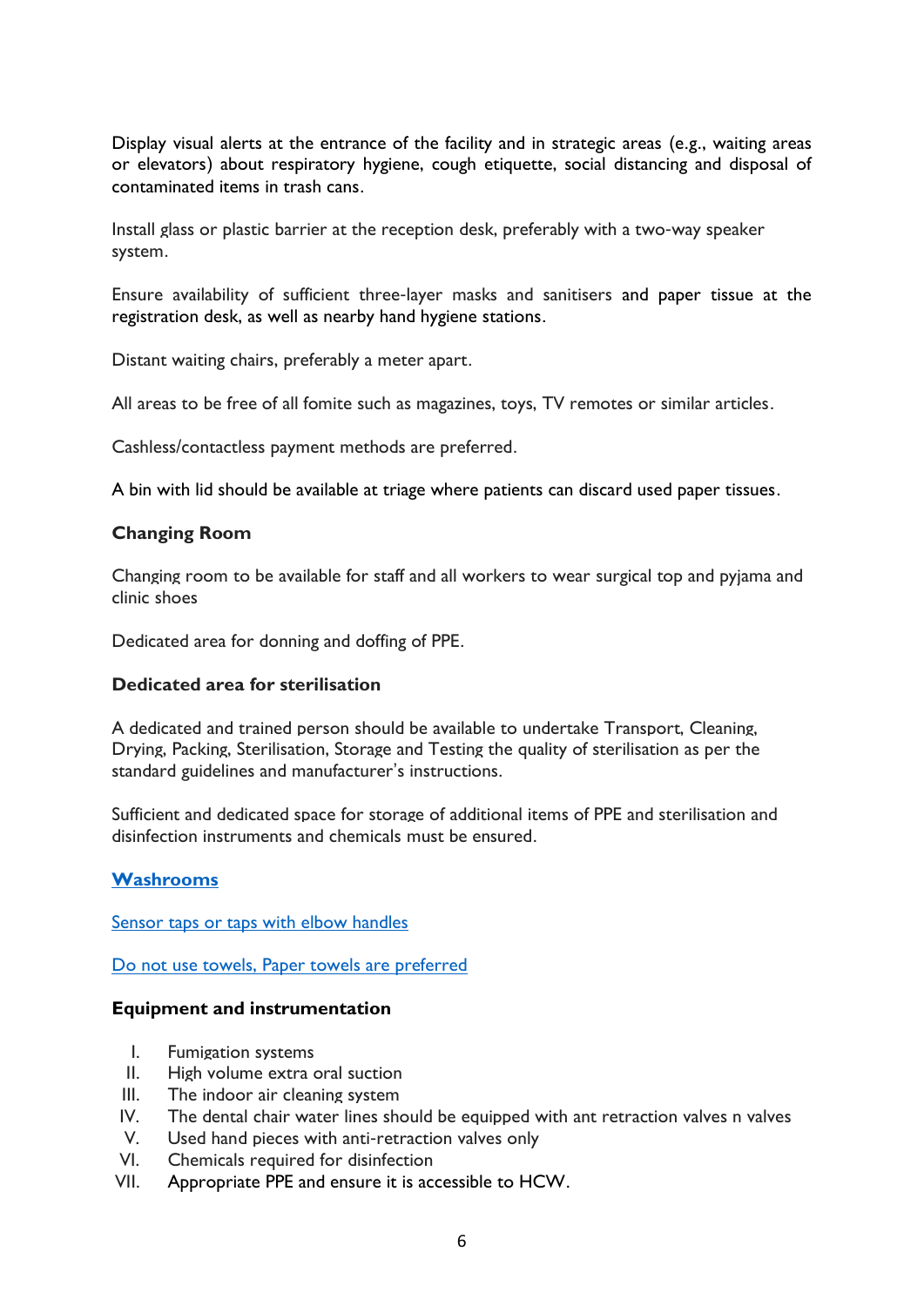Display visual alerts at the entrance of the facility and in strategic areas (e.g., waiting areas or elevators) about respiratory hygiene, cough etiquette, social distancing and disposal of contaminated items in trash cans.

Install glass or plastic barrier at the reception desk, preferably with a two-way speaker system.

Ensure availability of sufficient three-layer masks and sanitisers and paper tissue at the registration desk, as well as nearby hand hygiene stations.

Distant waiting chairs, preferably a meter apart.

All areas to be free of all fomite such as magazines, toys, TV remotes or similar articles.

Cashless/contactless payment methods are preferred.

A bin with lid should be available at triage where patients can discard used paper tissues.

**Changing Room**

Changing room to be available for staff and all workers to wear surgical top and pyjama and clinic shoes

Dedicated area for donning and doffing of PPE.

**Dedicated area for sterilisation**

A dedicated and trained person should be available to undertake Transport, Cleaning, Drying, Packing, Sterilisation, Storage and Testing the quality of sterilisation as per the standard guidelines and manufacturer's instructions.

Sufficient and dedicated space for storage of additional items of PPE and sterilisation and disinfection instruments and chemicals must be ensured.

**Washrooms**

Sensor taps or taps with elbow handles

Do not use towels, Paper towels are preferred

**Equipment and instrumentation**

I. Fumigation systems
II. High volume extra oral suction
III. The indoor air cleaning system
IV. The dental chair water lines should be equipped with ant retraction valves n valves
V. Used hand pieces with anti-retraction valves only
VI. Chemicals required for disinfection
VII. Appropriate PPE and ensure it is accessible to HCW.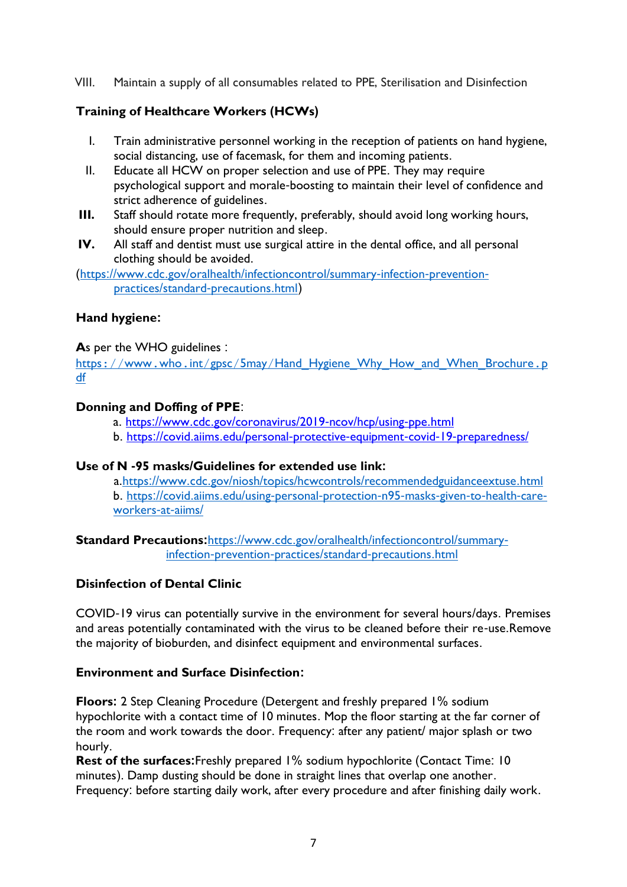VIII. Maintain a supply of all consumables related to PPE, Sterilisation and Disinfection

**Training of Healthcare Workers (HCWs)**

I. Train administrative personnel working in the reception of patients on hand hygiene, social distancing, use of facemask, for them and incoming patients.
II. Educate all HCW on proper selection and use of PPE. They may require psychological support and morale-boosting to maintain their level of confidence and strict adherence of guidelines.
**III.** Staff should rotate more frequently, preferably, should avoid long working hours, should ensure proper nutrition and sleep.
**IV.** All staff and dentist must use surgical attire in the dental office, and all personal clothing should be avoided.

(https://www.cdc.gov/oralhealth/infectioncontrol/summary-infection-prevention-practices/standard-precautions.html)

**Hand hygiene:**

**A**s per the WHO guidelines :
https://www.who.int/gpsc/5may/Hand_Hygiene_Why_How_and_When_Brochure.pdf

**Donning and Doffing of PPE**:

a. https://www.cdc.gov/coronavirus/2019-ncov/hcp/using-ppe.html
b. https://covid.aiims.edu/personal-protective-equipment-covid-19-preparedness/

**Use of N -95 masks/Guidelines for extended use link:**

a. https://www.cdc.gov/niosh/topics/hcwcontrols/recommendedguidanceextuse.html
b. https://covid.aiims.edu/using-personal-protection-n95-masks-given-to-health-care-workers-at-aiims/

**Standard Precautions:** https://www.cdc.gov/oralhealth/infectioncontrol/summary-infection-prevention-practices/standard-precautions.html

**Disinfection of Dental Clinic**

COVID-19 virus can potentially survive in the environment for several hours/days. Premises and areas potentially contaminated with the virus to be cleaned before their re-use.Remove the majority of bioburden, and disinfect equipment and environmental surfaces.

**Environment and Surface Disinfection:**

**Floors:** 2 Step Cleaning Procedure (Detergent and freshly prepared 1% sodium hypochlorite with a contact time of 10 minutes. Mop the floor starting at the far corner of the room and work towards the door. Frequency: after any patient/ major splash or two hourly.
**Rest of the surfaces:** Freshly prepared 1% sodium hypochlorite (Contact Time: 10 minutes). Damp dusting should be done in straight lines that overlap one another. Frequency: before starting daily work, after every procedure and after finishing daily work.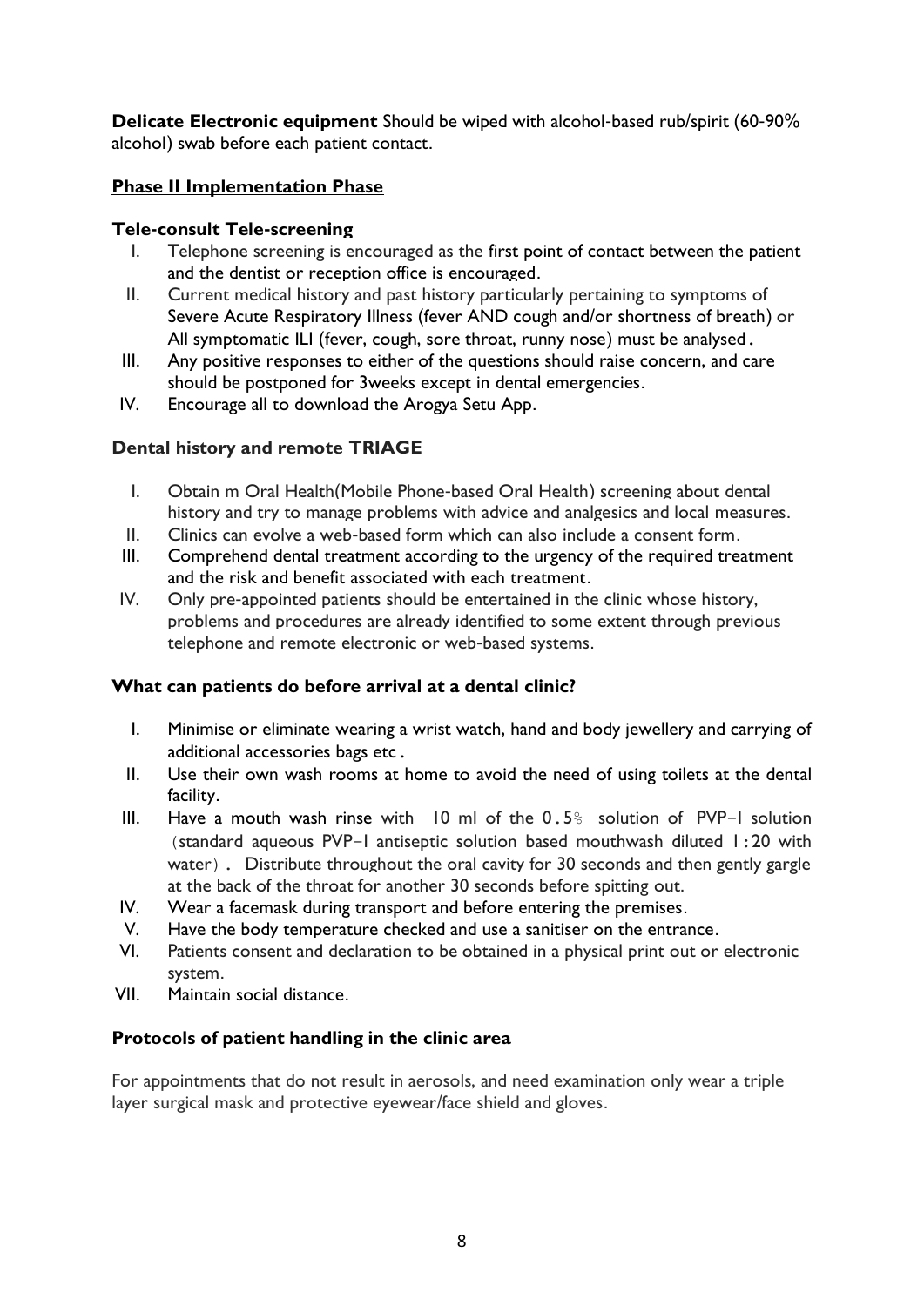**Delicate Electronic equipment** Should be wiped with alcohol-based rub/spirit (60-90% alcohol) swab before each patient contact.

## Phase II Implementation Phase

### Tele-consult Tele-screening

I. Telephone screening is encouraged as the first point of contact between the patient and the dentist or reception office is encouraged.

II. Current medical history and past history particularly pertaining to symptoms of Severe Acute Respiratory Illness (fever AND cough and/or shortness of breath) or All symptomatic ILI (fever, cough, sore throat, runny nose) must be analysed.

III. Any positive responses to either of the questions should raise concern, and care should be postponed for 3weeks except in dental emergencies.

IV. Encourage all to download the Arogya Setu App.

### Dental history and remote TRIAGE

I. Obtain m Oral Health(Mobile Phone-based Oral Health) screening about dental history and try to manage problems with advice and analgesics and local measures.

II. Clinics can evolve a web-based form which can also include a consent form.

III. Comprehend dental treatment according to the urgency of the required treatment and the risk and benefit associated with each treatment.

IV. Only pre-appointed patients should be entertained in the clinic whose history, problems and procedures are already identified to some extent through previous telephone and remote electronic or web-based systems.

### What can patients do before arrival at a dental clinic?

I. Minimise or eliminate wearing a wrist watch, hand and body jewellery and carrying of additional accessories bags etc.

II. Use their own wash rooms at home to avoid the need of using toilets at the dental facility.

III. Have a mouth wash rinse with 10 ml of the 0.5% solution of PVP-I solution (standard aqueous PVP-I antiseptic solution based mouthwash diluted 1:20 with water). Distribute throughout the oral cavity for 30 seconds and then gently gargle at the back of the throat for another 30 seconds before spitting out.

IV. Wear a facemask during transport and before entering the premises.

V. Have the body temperature checked and use a sanitiser on the entrance.

VI. Patients consent and declaration to be obtained in a physical print out or electronic system.

VII. Maintain social distance.

### Protocols of patient handling in the clinic area

For appointments that do not result in aerosols, and need examination only wear a triple layer surgical mask and protective eyewear/face shield and gloves.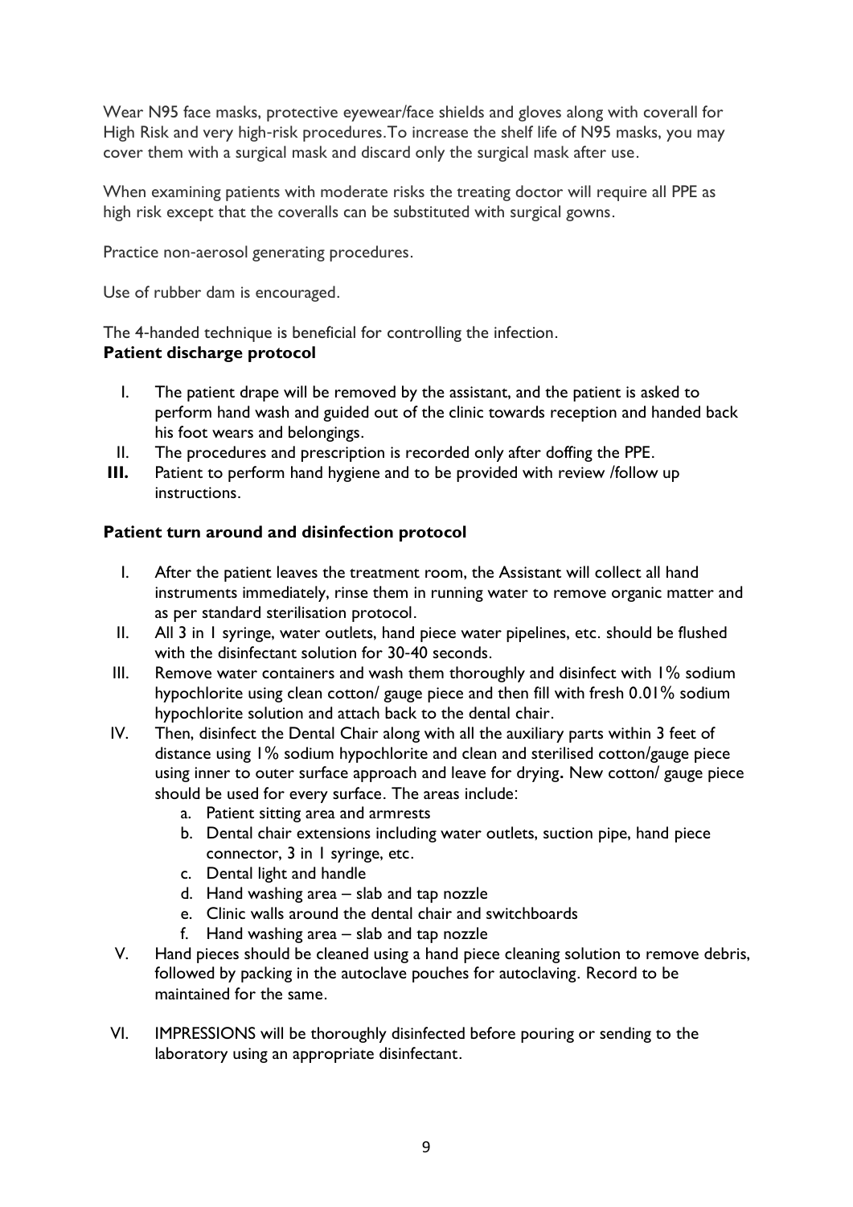Wear N95 face masks, protective eyewear/face shields and gloves along with coverall for High Risk and very high-risk procedures.To increase the shelf life of N95 masks, you may cover them with a surgical mask and discard only the surgical mask after use.

When examining patients with moderate risks the treating doctor will require all PPE as high risk except that the coveralls can be substituted with surgical gowns.

Practice non-aerosol generating procedures.

Use of rubber dam is encouraged.

The 4-handed technique is beneficial for controlling the infection.

**Patient discharge protocol**

I. The patient drape will be removed by the assistant, and the patient is asked to perform hand wash and guided out of the clinic towards reception and handed back his foot wears and belongings.
II. The procedures and prescription is recorded only after doffing the PPE.
**III.** Patient to perform hand hygiene and to be provided with review /follow up instructions.

**Patient turn around and disinfection protocol**

I. After the patient leaves the treatment room, the Assistant will collect all hand instruments immediately, rinse them in running water to remove organic matter and as per standard sterilisation protocol.
II. All 3 in 1 syringe, water outlets, hand piece water pipelines, etc. should be flushed with the disinfectant solution for 30-40 seconds.
III. Remove water containers and wash them thoroughly and disinfect with 1% sodium hypochlorite using clean cotton/ gauge piece and then fill with fresh 0.01% sodium hypochlorite solution and attach back to the dental chair.
IV. Then, disinfect the Dental Chair along with all the auxiliary parts within 3 feet of distance using 1% sodium hypochlorite and clean and sterilised cotton/gauge piece using inner to outer surface approach and leave for drying**.** New cotton/ gauge piece should be used for every surface. The areas include:
    a. Patient sitting area and armrests
    b. Dental chair extensions including water outlets, suction pipe, hand piece connector, 3 in 1 syringe, etc.
    c. Dental light and handle
    d. Hand washing area – slab and tap nozzle
    e. Clinic walls around the dental chair and switchboards
    f. Hand washing area – slab and tap nozzle
V. Hand pieces should be cleaned using a hand piece cleaning solution to remove debris, followed by packing in the autoclave pouches for autoclaving. Record to be maintained for the same.
VI. IMPRESSIONS will be thoroughly disinfected before pouring or sending to the laboratory using an appropriate disinfectant.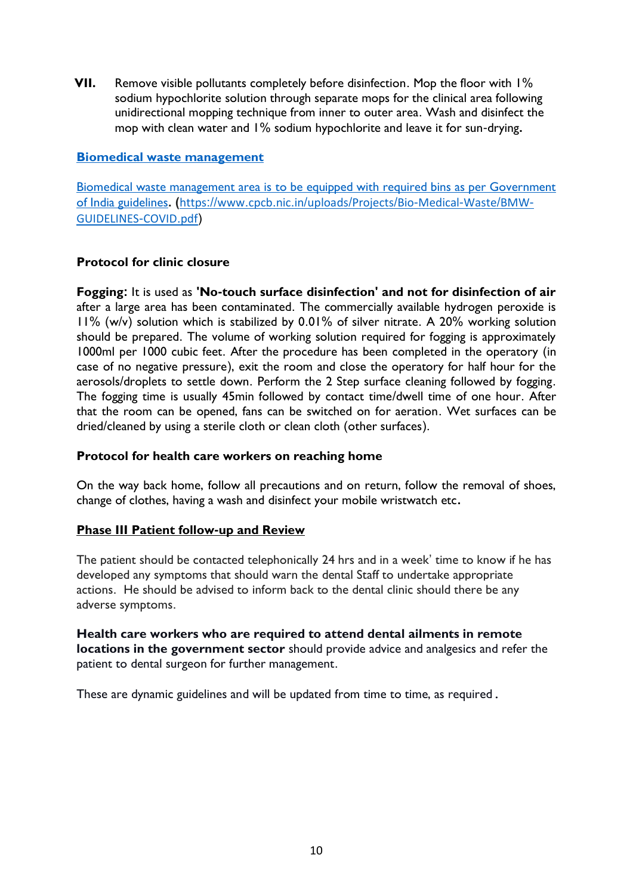**VII.** Remove visible pollutants completely before disinfection. Mop the floor with 1% sodium hypochlorite solution through separate mops for the clinical area following unidirectional mopping technique from inner to outer area. Wash and disinfect the mop with clean water and 1% sodium hypochlorite and leave it for sun-drying**.**

**Biomedical waste management**

Biomedical waste management area is to be equipped with required bins as per Government of India guidelines**. (**https://www.cpcb.nic.in/uploads/Projects/Bio-Medical-Waste/BMW-GUIDELINES-COVID.pdf)

**Protocol for clinic closure**

**Fogging:** It is used as **'No-touch surface disinfection' and not for disinfection of air** after a large area has been contaminated. The commercially available hydrogen peroxide is 11% (w/v) solution which is stabilized by 0.01% of silver nitrate. A 20% working solution should be prepared. The volume of working solution required for fogging is approximately 1000ml per 1000 cubic feet. After the procedure has been completed in the operatory (in case of no negative pressure), exit the room and close the operatory for half hour for the aerosols/droplets to settle down. Perform the 2 Step surface cleaning followed by fogging. The fogging time is usually 45min followed by contact time/dwell time of one hour. After that the room can be opened, fans can be switched on for aeration. Wet surfaces can be dried/cleaned by using a sterile cloth or clean cloth (other surfaces).

**Protocol for health care workers on reaching home**

On the way back home, follow all precautions and on return, follow the removal of shoes, change of clothes, having a wash and disinfect your mobile wristwatch etc**.**

**Phase III Patient follow-up and Review**

The patient should be contacted telephonically 24 hrs and in a week' time to know if he has developed any symptoms that should warn the dental Staff to undertake appropriate actions. He should be advised to inform back to the dental clinic should there be any adverse symptoms.

**Health care workers who are required to attend dental ailments in remote locations in the government sector** should provide advice and analgesics and refer the patient to dental surgeon for further management.

These are dynamic guidelines and will be updated from time to time, as required.